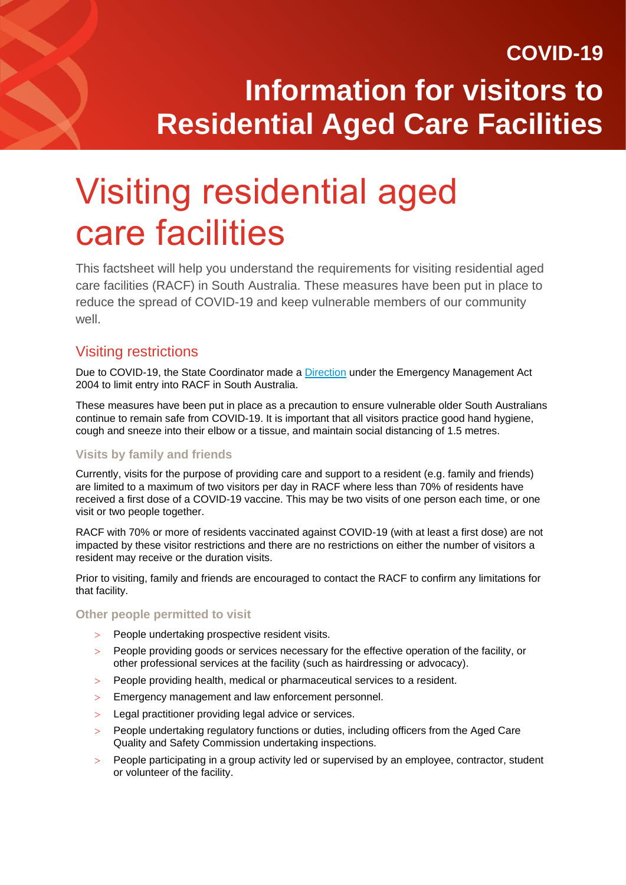COVID-19

# Information for visitors to Residential Aged Care Facilities

# Visiting residential aged care facilities

This factsheet will help you understand the requirements for visiting residential aged care facilities (RACF) in South Australia. These measures have been put in place to reduce the spread of COVID-19 and keep vulnerable members of our community well.

## Visiting restrictions

Due to COVID-19, the State Coordinator made a [Direction] under the Emergency Management Act 2004 to limit entry into RACF in South Australia.

These measures have been put in place as a precaution to ensure vulnerable older South Australians continue to remain safe from COVID-19. It is important that all visitors practice good hand hygiene, cough and sneeze into their elbow or a tissue, and maintain social distancing of 1.5 metres.

### Visits by family and friends

Currently, visits for the purpose of providing care and support to a resident (e.g. family and friends) are limited to a maximum of two visitors per day in RACF where less than 70% of residents have received a first dose of a COVID-19 vaccine. This may be two visits of one person each time, or one visit or two people together.

RACF with 70% or more of residents vaccinated against COVID-19 (with at least a first dose) are not impacted by these visitor restrictions and there are no restrictions on either the number of visitors a resident may receive or the duration visits.

Prior to visiting, family and friends are encouraged to contact the RACF to confirm any limitations for that facility.

### Other people permitted to visit

- People undertaking prospective resident visits.
- People providing goods or services necessary for the effective operation of the facility, or other professional services at the facility (such as hairdressing or advocacy).
- People providing health, medical or pharmaceutical services to a resident.
- Emergency management and law enforcement personnel.
- Legal practitioner providing legal advice or services.
- People undertaking regulatory functions or duties, including officers from the Aged Care Quality and Safety Commission undertaking inspections.
- People participating in a group activity led or supervised by an employee, contractor, student or volunteer of the facility.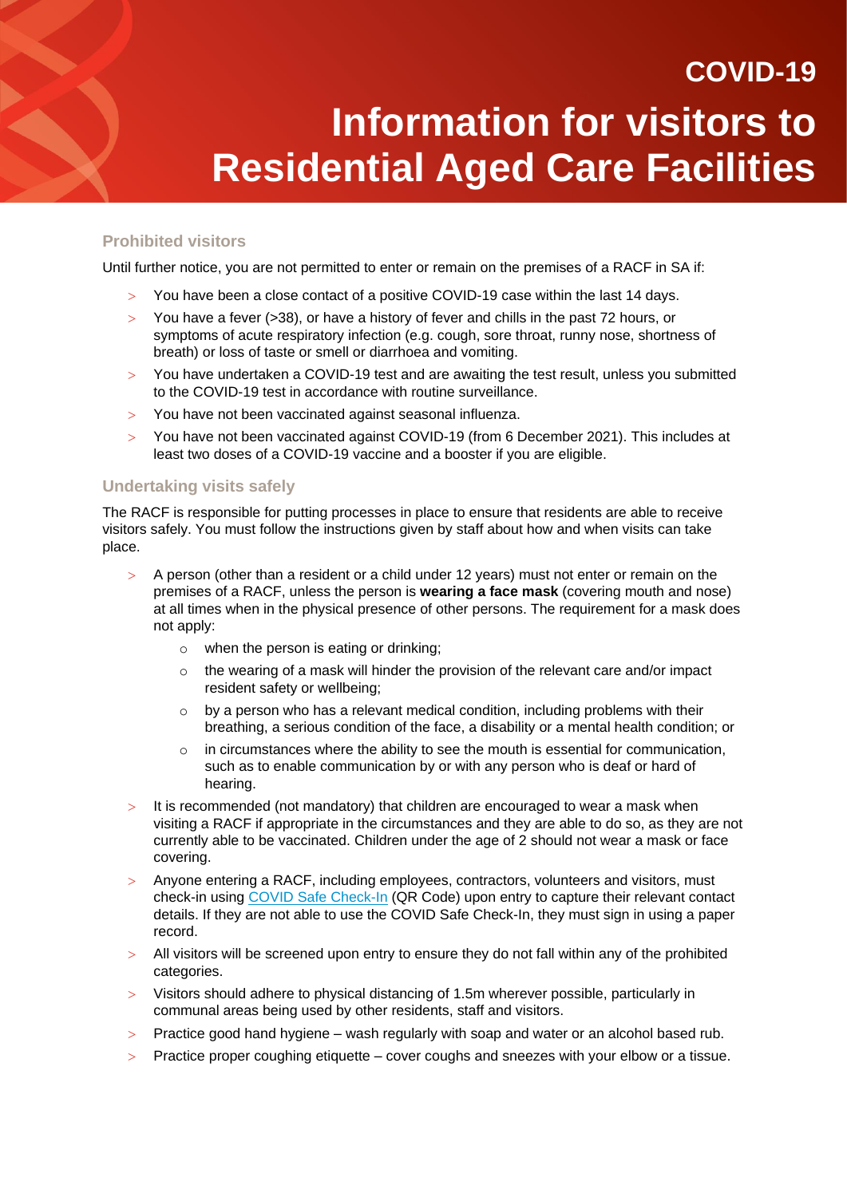# COVID-19

# Information for visitors to Residential Aged Care Facilities

## Prohibited visitors

Until further notice, you are not permitted to enter or remain on the premises of a RACF in SA if:

- You have been a close contact of a positive COVID-19 case within the last 14 days.
- You have a fever (>38), or have a history of fever and chills in the past 72 hours, or symptoms of acute respiratory infection (e.g. cough, sore throat, runny nose, shortness of breath) or loss of taste or smell or diarrhoea and vomiting.
- You have undertaken a COVID-19 test and are awaiting the test result, unless you submitted to the COVID-19 test in accordance with routine surveillance.
- You have not been vaccinated against seasonal influenza.
- You have not been vaccinated against COVID-19 (from 6 December 2021). This includes at least two doses of a COVID-19 vaccine and a booster if you are eligible.

## Undertaking visits safely

The RACF is responsible for putting processes in place to ensure that residents are able to receive visitors safely. You must follow the instructions given by staff about how and when visits can take place.

- A person (other than a resident or a child under 12 years) must not enter or remain on the premises of a RACF, unless the person is **wearing a face mask** (covering mouth and nose) at all times when in the physical presence of other persons. The requirement for a mask does not apply:
  - when the person is eating or drinking;
  - the wearing of a mask will hinder the provision of the relevant care and/or impact resident safety or wellbeing;
  - by a person who has a relevant medical condition, including problems with their breathing, a serious condition of the face, a disability or a mental health condition; or
  - in circumstances where the ability to see the mouth is essential for communication, such as to enable communication by or with any person who is deaf or hard of hearing.
- It is recommended (not mandatory) that children are encouraged to wear a mask when visiting a RACF if appropriate in the circumstances and they are able to do so, as they are not currently able to be vaccinated. Children under the age of 2 should not wear a mask or face covering.
- Anyone entering a RACF, including employees, contractors, volunteers and visitors, must check-in using COVID Safe Check-In (QR Code) upon entry to capture their relevant contact details. If they are not able to use the COVID Safe Check-In, they must sign in using a paper record.
- All visitors will be screened upon entry to ensure they do not fall within any of the prohibited categories.
- Visitors should adhere to physical distancing of 1.5m wherever possible, particularly in communal areas being used by other residents, staff and visitors.
- Practice good hand hygiene – wash regularly with soap and water or an alcohol based rub.
- Practice proper coughing etiquette – cover coughs and sneezes with your elbow or a tissue.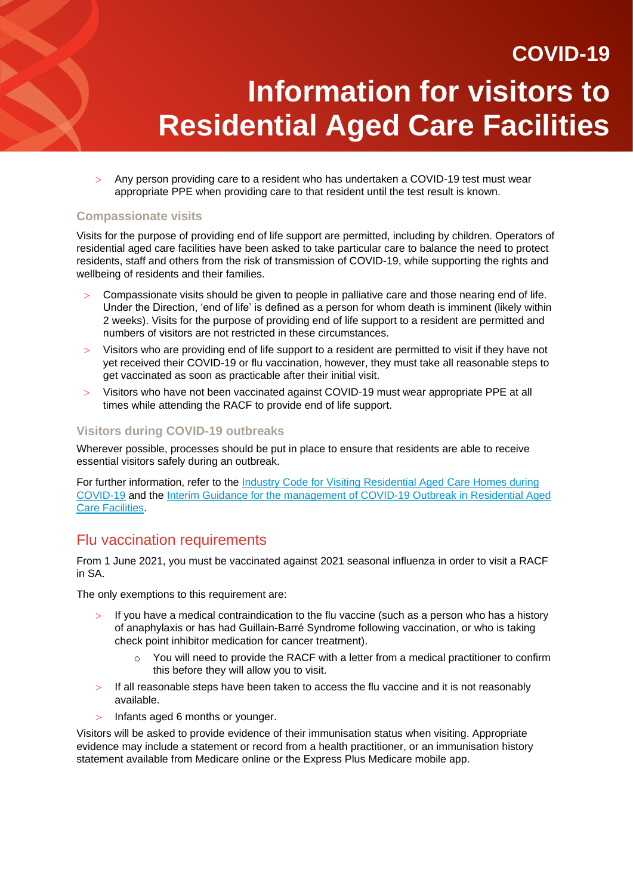# COVID-19

# Information for visitors to Residential Aged Care Facilities

- Any person providing care to a resident who has undertaken a COVID-19 test must wear appropriate PPE when providing care to that resident until the test result is known.

### Compassionate visits

Visits for the purpose of providing end of life support are permitted, including by children. Operators of residential aged care facilities have been asked to take particular care to balance the need to protect residents, staff and others from the risk of transmission of COVID-19, while supporting the rights and wellbeing of residents and their families.

- Compassionate visits should be given to people in palliative care and those nearing end of life. Under the Direction, 'end of life' is defined as a person for whom death is imminent (likely within 2 weeks). Visits for the purpose of providing end of life support to a resident are permitted and numbers of visitors are not restricted in these circumstances.
- Visitors who are providing end of life support to a resident are permitted to visit if they have not yet received their COVID-19 or flu vaccination, however, they must take all reasonable steps to get vaccinated as soon as practicable after their initial visit.
- Visitors who have not been vaccinated against COVID-19 must wear appropriate PPE at all times while attending the RACF to provide end of life support.

### Visitors during COVID-19 outbreaks

Wherever possible, processes should be put in place to ensure that residents are able to receive essential visitors safely during an outbreak.

For further information, refer to the Industry Code for Visiting Residential Aged Care Homes during COVID-19 and the Interim Guidance for the management of COVID-19 Outbreak in Residential Aged Care Facilities.

## Flu vaccination requirements

From 1 June 2021, you must be vaccinated against 2021 seasonal influenza in order to visit a RACF in SA.

The only exemptions to this requirement are:

- If you have a medical contraindication to the flu vaccine (such as a person who has a history of anaphylaxis or has had Guillain-Barré Syndrome following vaccination, or who is taking check point inhibitor medication for cancer treatment).
  - You will need to provide the RACF with a letter from a medical practitioner to confirm this before they will allow you to visit.
- If all reasonable steps have been taken to access the flu vaccine and it is not reasonably available.
- Infants aged 6 months or younger.

Visitors will be asked to provide evidence of their immunisation status when visiting. Appropriate evidence may include a statement or record from a health practitioner, or an immunisation history statement available from Medicare online or the Express Plus Medicare mobile app.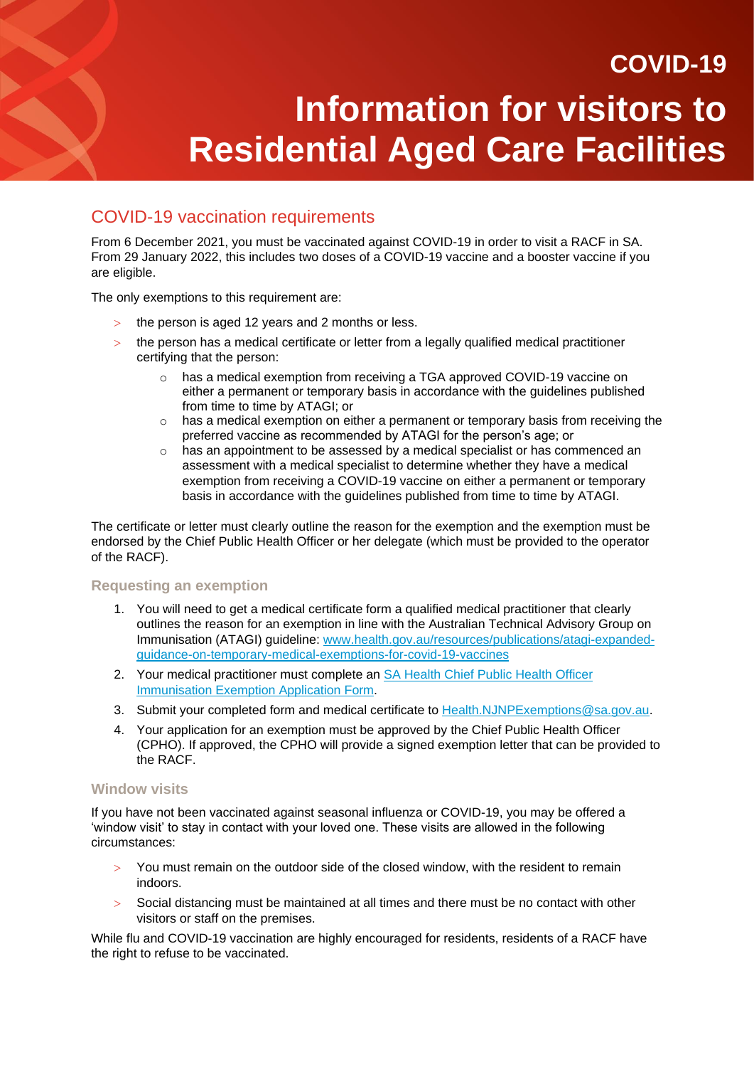# COVID-19

# Information for visitors to Residential Aged Care Facilities

## COVID-19 vaccination requirements

From 6 December 2021, you must be vaccinated against COVID-19 in order to visit a RACF in SA. From 29 January 2022, this includes two doses of a COVID-19 vaccine and a booster vaccine if you are eligible.

The only exemptions to this requirement are:

- the person is aged 12 years and 2 months or less.
- the person has a medical certificate or letter from a legally qualified medical practitioner certifying that the person:
  - has a medical exemption from receiving a TGA approved COVID-19 vaccine on either a permanent or temporary basis in accordance with the guidelines published from time to time by ATAGI; or
  - has a medical exemption on either a permanent or temporary basis from receiving the preferred vaccine as recommended by ATAGI for the person's age; or
  - has an appointment to be assessed by a medical specialist or has commenced an assessment with a medical specialist to determine whether they have a medical exemption from receiving a COVID-19 vaccine on either a permanent or temporary basis in accordance with the guidelines published from time to time by ATAGI.

The certificate or letter must clearly outline the reason for the exemption and the exemption must be endorsed by the Chief Public Health Officer or her delegate (which must be provided to the operator of the RACF).

### Requesting an exemption

1. You will need to get a medical certificate form a qualified medical practitioner that clearly outlines the reason for an exemption in line with the Australian Technical Advisory Group on Immunisation (ATAGI) guideline: www.health.gov.au/resources/publications/atagi-expanded-guidance-on-temporary-medical-exemptions-for-covid-19-vaccines
2. Your medical practitioner must complete an SA Health Chief Public Health Officer Immunisation Exemption Application Form.
3. Submit your completed form and medical certificate to Health.NJNPExemptions@sa.gov.au.
4. Your application for an exemption must be approved by the Chief Public Health Officer (CPHO). If approved, the CPHO will provide a signed exemption letter that can be provided to the RACF.

### Window visits

If you have not been vaccinated against seasonal influenza or COVID-19, you may be offered a 'window visit' to stay in contact with your loved one. These visits are allowed in the following circumstances:

- You must remain on the outdoor side of the closed window, with the resident to remain indoors.
- Social distancing must be maintained at all times and there must be no contact with other visitors or staff on the premises.

While flu and COVID-19 vaccination are highly encouraged for residents, residents of a RACF have the right to refuse to be vaccinated.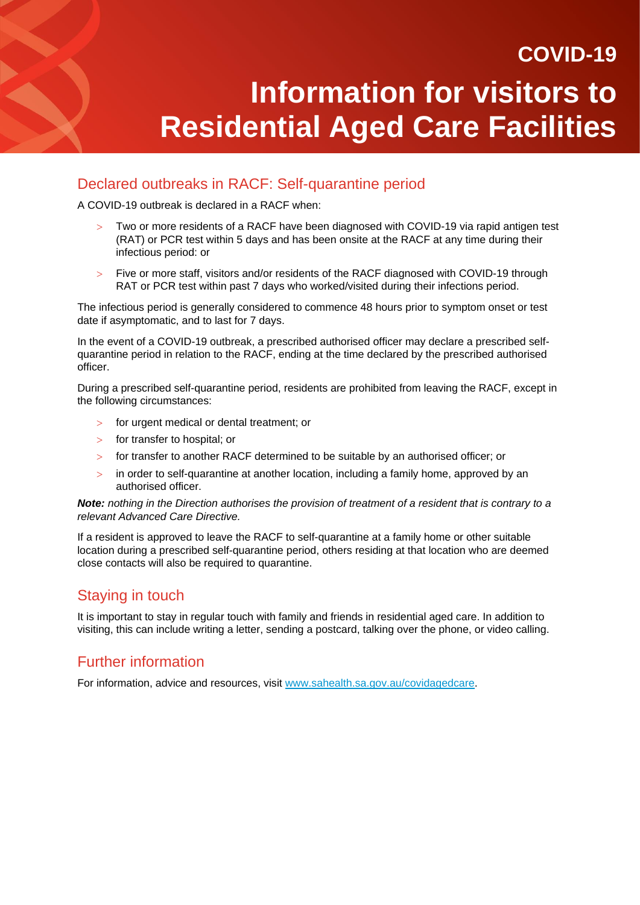COVID-19

# Information for visitors to Residential Aged Care Facilities

## Declared outbreaks in RACF: Self-quarantine period

A COVID-19 outbreak is declared in a RACF when:

- Two or more residents of a RACF have been diagnosed with COVID-19 via rapid antigen test (RAT) or PCR test within 5 days and has been onsite at the RACF at any time during their infectious period: or
- Five or more staff, visitors and/or residents of the RACF diagnosed with COVID-19 through RAT or PCR test within past 7 days who worked/visited during their infections period.

The infectious period is generally considered to commence 48 hours prior to symptom onset or test date if asymptomatic, and to last for 7 days.

In the event of a COVID-19 outbreak, a prescribed authorised officer may declare a prescribed self-quarantine period in relation to the RACF, ending at the time declared by the prescribed authorised officer.

During a prescribed self-quarantine period, residents are prohibited from leaving the RACF, except in the following circumstances:

- for urgent medical or dental treatment; or
- for transfer to hospital; or
- for transfer to another RACF determined to be suitable by an authorised officer; or
- in order to self-quarantine at another location, including a family home, approved by an authorised officer.

***Note:*** *nothing in the Direction authorises the provision of treatment of a resident that is contrary to a relevant Advanced Care Directive.*

If a resident is approved to leave the RACF to self-quarantine at a family home or other suitable location during a prescribed self-quarantine period, others residing at that location who are deemed close contacts will also be required to quarantine.

## Staying in touch

It is important to stay in regular touch with family and friends in residential aged care. In addition to visiting, this can include writing a letter, sending a postcard, talking over the phone, or video calling.

## Further information

For information, advice and resources, visit www.sahealth.sa.gov.au/covidagedcare.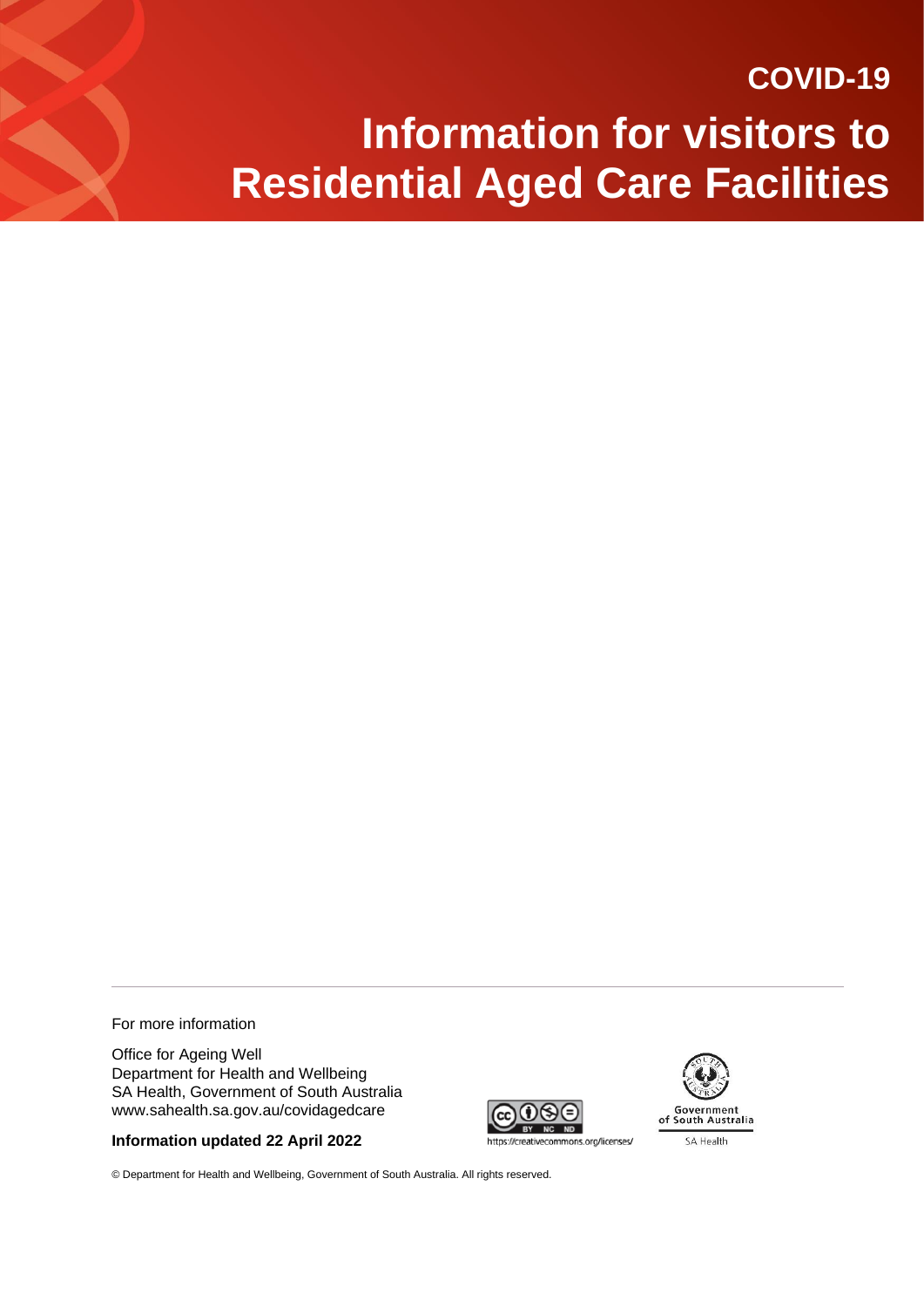**COVID-19**

# Information for visitors to Residential Aged Care Facilities

For more information

Office for Ageing Well
Department for Health and Wellbeing
SA Health, Government of South Australia
www.sahealth.sa.gov.au/covidagedcare

**Information updated 22 April 2022**

https://creativecommons.org/licenses/

Government of South Australia
SA Health

© Department for Health and Wellbeing, Government of South Australia. All rights reserved.